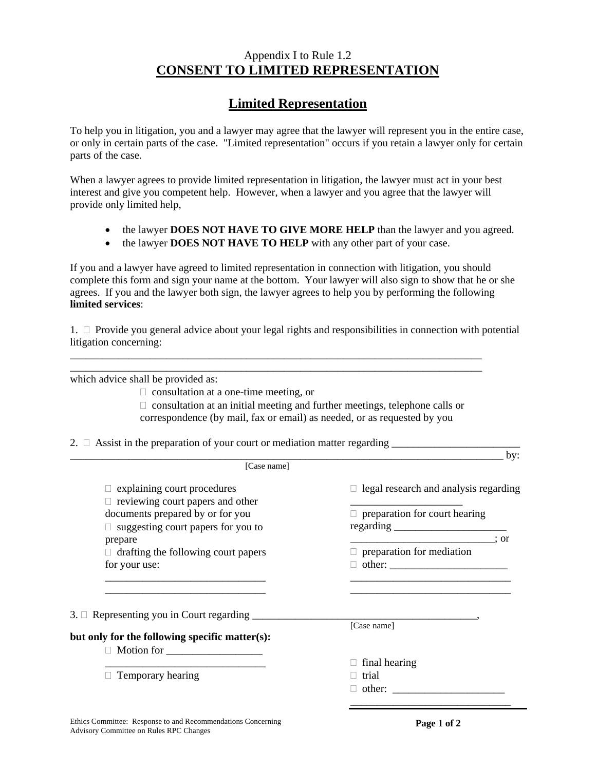Appendix I to Rule 1.2

# CONSENT TO LIMITED REPRESENTATION

## Limited Representation

To help you in litigation, you and a lawyer may agree that the lawyer will represent you in the entire case, or only in certain parts of the case. "Limited representation" occurs if you retain a lawyer only for certain parts of the case.

When a lawyer agrees to provide limited representation in litigation, the lawyer must act in your best interest and give you competent help. However, when a lawyer and you agree that the lawyer will provide only limited help,

- the lawyer **DOES NOT HAVE TO GIVE MORE HELP** than the lawyer and you agreed.
- the lawyer **DOES NOT HAVE TO HELP** with any other part of your case.

If you and a lawyer have agreed to limited representation in connection with litigation, you should complete this form and sign your name at the bottom. Your lawyer will also sign to show that he or she agrees. If you and the lawyer both sign, the lawyer agrees to help you by performing the following **limited services**:

1. ☐ Provide you general advice about your legal rights and responsibilities in connection with potential litigation concerning:

________________________________________________________________________________
________________________________________________________________________________

which advice shall be provided as:

☐ consultation at a one-time meeting, or

☐ consultation at an initial meeting and further meetings, telephone calls or correspondence (by mail, fax or email) as needed, or as requested by you

2. ☐ Assist in the preparation of your court or mediation matter regarding ________________________
______________________________________________________________________________________ by:
[Case name]

☐ explaining court procedures

☐ reviewing court papers and other documents prepared by or for you

☐ suggesting court papers for you to prepare

☐ drafting the following court papers for your use:
______________________________
______________________________

☐ legal research and analysis regarding _____________________

☐ preparation for court hearing regarding _____________________
___________________________; or

☐ preparation for mediation

☐ other: ______________________
______________________________
______________________________

3. ☐ Representing you in Court regarding ___________________________________________,
[Case name]

**but only for the following specific matter(s):**

☐ Motion for __________________
______________________________

☐ Temporary hearing

☐ final hearing

☐ trial

☐ other: _____________________
______________________________

Ethics Committee: Response to and Recommendations Concerning Advisory Committee on Rules RPC Changes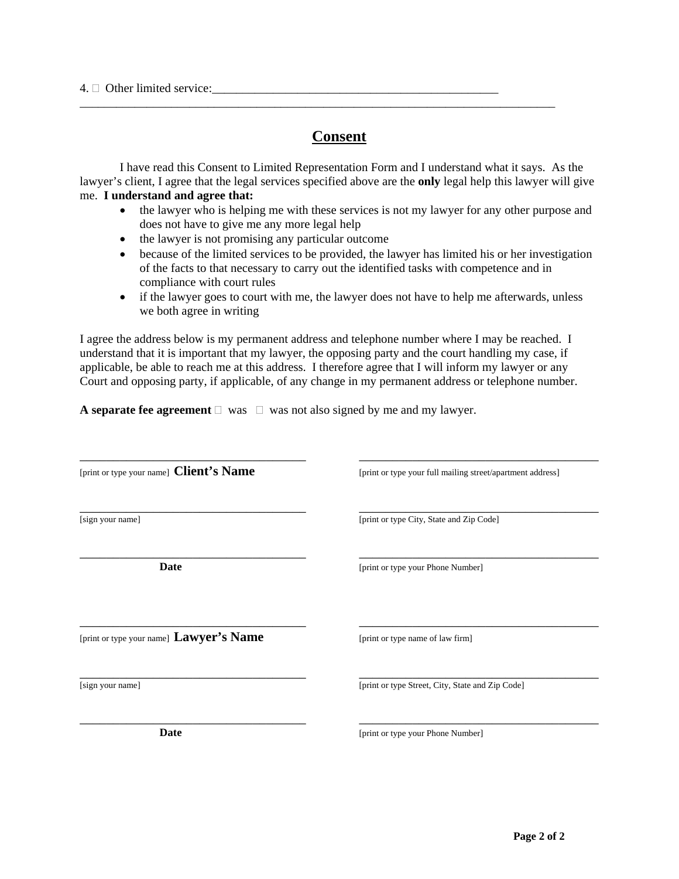4. ☐ Other limited service:_______________________________________________
_____________________________________________________________________________

## Consent

I have read this Consent to Limited Representation Form and I understand what it says. As the lawyer's client, I agree that the legal services specified above are the **only** legal help this lawyer will give me. **I understand and agree that:**

- the lawyer who is helping me with these services is not my lawyer for any other purpose and does not have to give me any more legal help
- the lawyer is not promising any particular outcome
- because of the limited services to be provided, the lawyer has limited his or her investigation of the facts to that necessary to carry out the identified tasks with competence and in compliance with court rules
- if the lawyer goes to court with me, the lawyer does not have to help me afterwards, unless we both agree in writing

I agree the address below is my permanent address and telephone number where I may be reached. I understand that it is important that my lawyer, the opposing party and the court handling my case, if applicable, be able to reach me at this address. I therefore agree that I will inform my lawyer or any Court and opposing party, if applicable, of any change in my permanent address or telephone number.

**A separate fee agreement** ☐ was ☐ was not also signed by me and my lawyer.

_____________________________________ 
[print or type your name] **Client's Name**

_____________________________________ 
[print or type your full mailing street/apartment address]

_____________________________________ 
[sign your name]

_____________________________________ 
[print or type City, State and Zip Code]

_____________________________________ 
**Date**

_____________________________________ 
[print or type your Phone Number]

_____________________________________ 
[print or type your name] **Lawyer's Name**

_____________________________________ 
[print or type name of law firm]

_____________________________________ 
[sign your name]

_____________________________________ 
[print or type Street, City, State and Zip Code]

_____________________________________ 
**Date**

_____________________________________ 
[print or type your Phone Number]